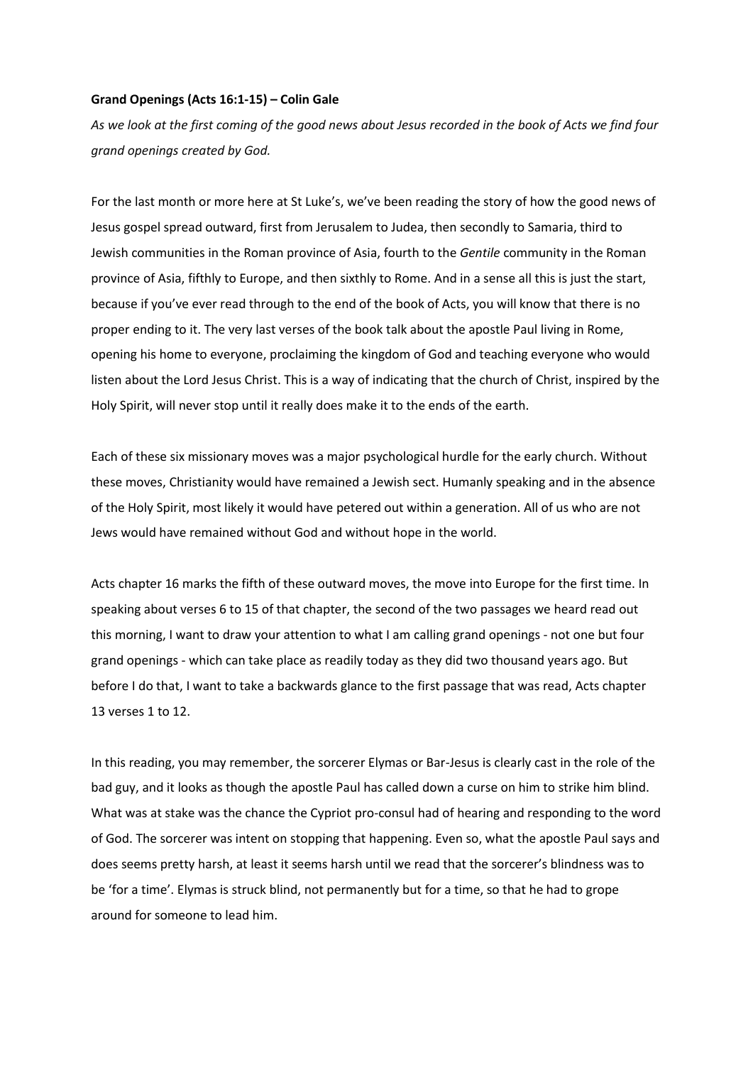**Grand Openings (Acts 16:1-15) – Colin Gale**

*As we look at the first coming of the good news about Jesus recorded in the book of Acts we find four grand openings created by God.*

For the last month or more here at St Luke's, we've been reading the story of how the good news of Jesus gospel spread outward, first from Jerusalem to Judea, then secondly to Samaria, third to Jewish communities in the Roman province of Asia, fourth to the *Gentile* community in the Roman province of Asia, fifthly to Europe, and then sixthly to Rome. And in a sense all this is just the start, because if you've ever read through to the end of the book of Acts, you will know that there is no proper ending to it. The very last verses of the book talk about the apostle Paul living in Rome, opening his home to everyone, proclaiming the kingdom of God and teaching everyone who would listen about the Lord Jesus Christ. This is a way of indicating that the church of Christ, inspired by the Holy Spirit, will never stop until it really does make it to the ends of the earth.

Each of these six missionary moves was a major psychological hurdle for the early church. Without these moves, Christianity would have remained a Jewish sect. Humanly speaking and in the absence of the Holy Spirit, most likely it would have petered out within a generation. All of us who are not Jews would have remained without God and without hope in the world.

Acts chapter 16 marks the fifth of these outward moves, the move into Europe for the first time. In speaking about verses 6 to 15 of that chapter, the second of the two passages we heard read out this morning, I want to draw your attention to what I am calling grand openings - not one but four grand openings - which can take place as readily today as they did two thousand years ago. But before I do that, I want to take a backwards glance to the first passage that was read, Acts chapter 13 verses 1 to 12.

In this reading, you may remember, the sorcerer Elymas or Bar-Jesus is clearly cast in the role of the bad guy, and it looks as though the apostle Paul has called down a curse on him to strike him blind. What was at stake was the chance the Cypriot pro-consul had of hearing and responding to the word of God. The sorcerer was intent on stopping that happening. Even so, what the apostle Paul says and does seems pretty harsh, at least it seems harsh until we read that the sorcerer's blindness was to be 'for a time'. Elymas is struck blind, not permanently but for a time, so that he had to grope around for someone to lead him.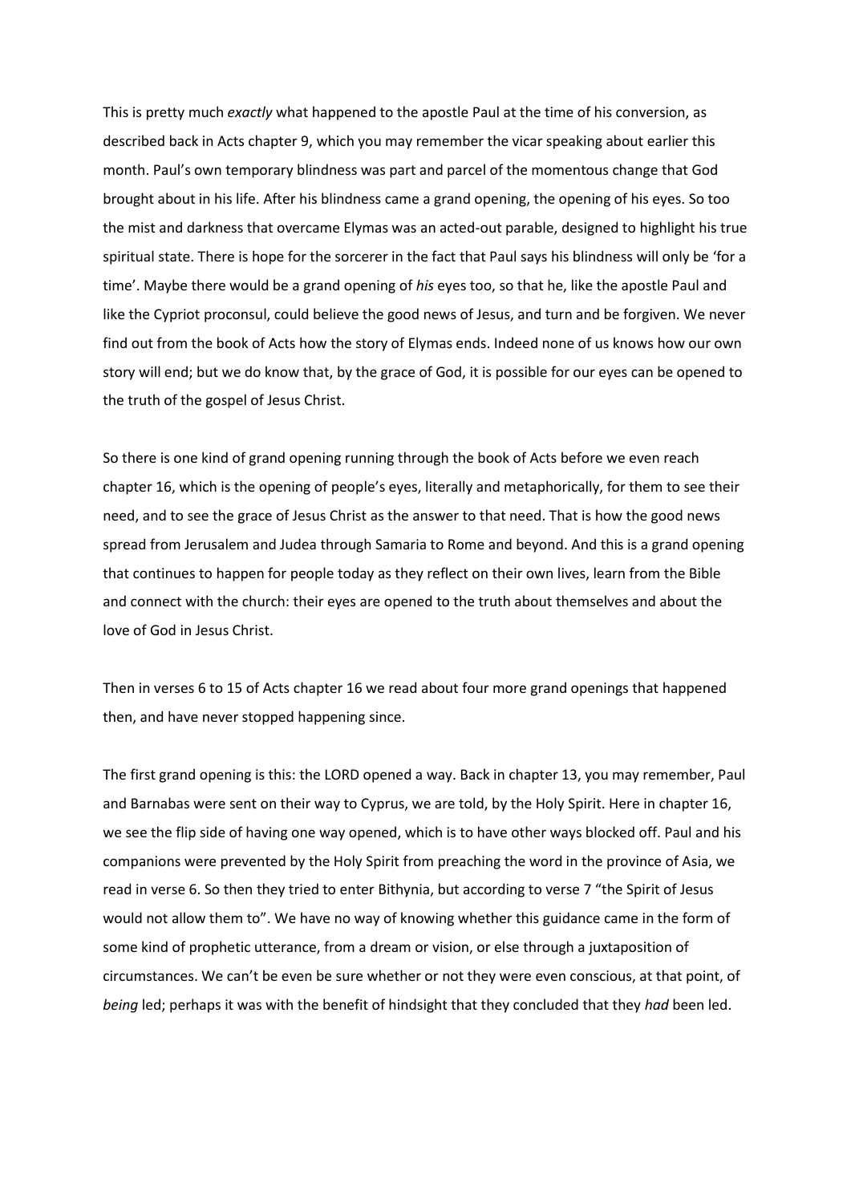This is pretty much *exactly* what happened to the apostle Paul at the time of his conversion, as described back in Acts chapter 9, which you may remember the vicar speaking about earlier this month. Paul's own temporary blindness was part and parcel of the momentous change that God brought about in his life. After his blindness came a grand opening, the opening of his eyes. So too the mist and darkness that overcame Elymas was an acted-out parable, designed to highlight his true spiritual state. There is hope for the sorcerer in the fact that Paul says his blindness will only be 'for a time'. Maybe there would be a grand opening of *his* eyes too, so that he, like the apostle Paul and like the Cypriot proconsul, could believe the good news of Jesus, and turn and be forgiven. We never find out from the book of Acts how the story of Elymas ends. Indeed none of us knows how our own story will end; but we do know that, by the grace of God, it is possible for our eyes can be opened to the truth of the gospel of Jesus Christ.

So there is one kind of grand opening running through the book of Acts before we even reach chapter 16, which is the opening of people's eyes, literally and metaphorically, for them to see their need, and to see the grace of Jesus Christ as the answer to that need. That is how the good news spread from Jerusalem and Judea through Samaria to Rome and beyond. And this is a grand opening that continues to happen for people today as they reflect on their own lives, learn from the Bible and connect with the church: their eyes are opened to the truth about themselves and about the love of God in Jesus Christ.

Then in verses 6 to 15 of Acts chapter 16 we read about four more grand openings that happened then, and have never stopped happening since.

The first grand opening is this: the LORD opened a way. Back in chapter 13, you may remember, Paul and Barnabas were sent on their way to Cyprus, we are told, by the Holy Spirit. Here in chapter 16, we see the flip side of having one way opened, which is to have other ways blocked off. Paul and his companions were prevented by the Holy Spirit from preaching the word in the province of Asia, we read in verse 6. So then they tried to enter Bithynia, but according to verse 7 "the Spirit of Jesus would not allow them to". We have no way of knowing whether this guidance came in the form of some kind of prophetic utterance, from a dream or vision, or else through a juxtaposition of circumstances. We can't be even be sure whether or not they were even conscious, at that point, of *being* led; perhaps it was with the benefit of hindsight that they concluded that they *had* been led.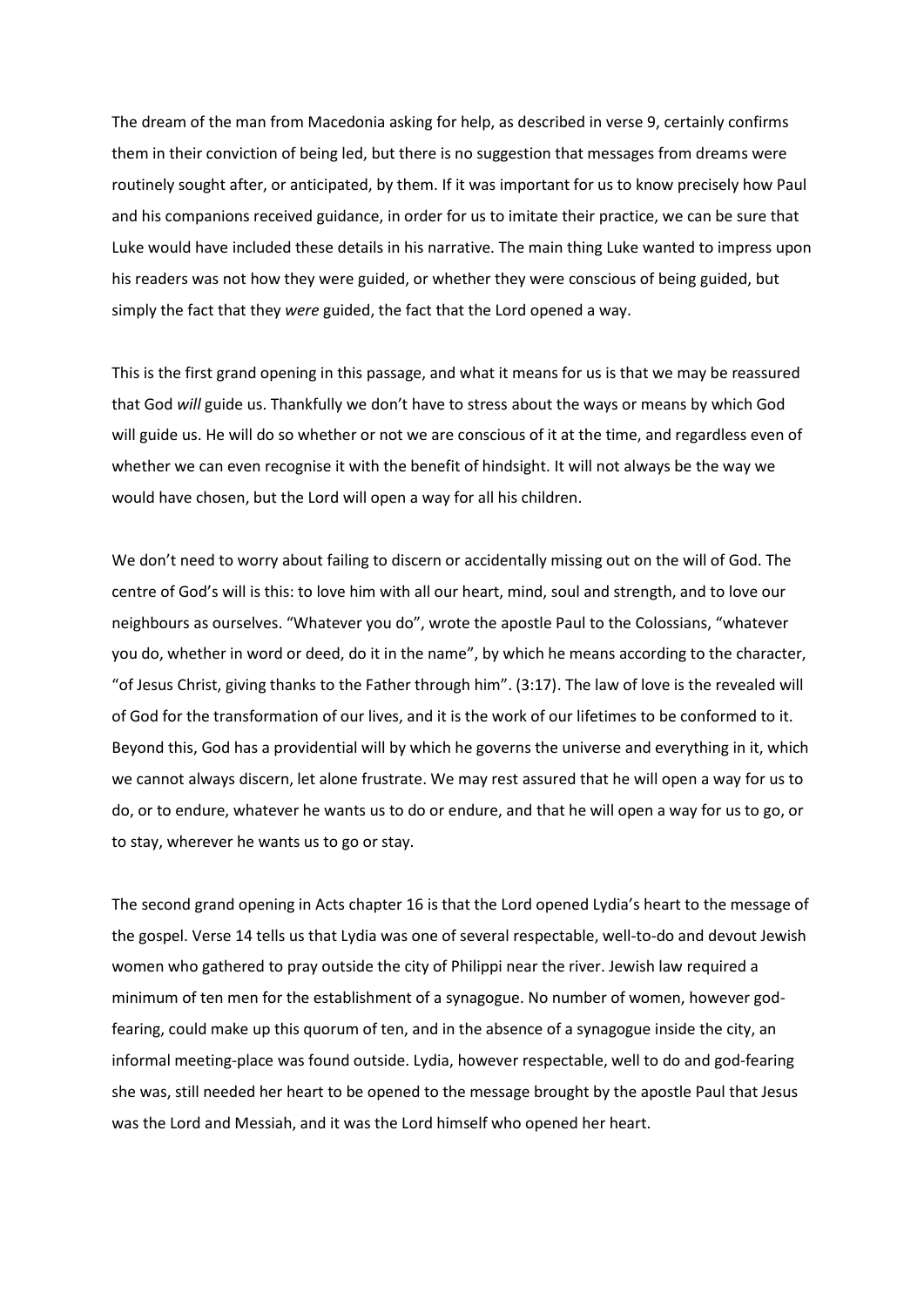The dream of the man from Macedonia asking for help, as described in verse 9, certainly confirms them in their conviction of being led, but there is no suggestion that messages from dreams were routinely sought after, or anticipated, by them. If it was important for us to know precisely how Paul and his companions received guidance, in order for us to imitate their practice, we can be sure that Luke would have included these details in his narrative. The main thing Luke wanted to impress upon his readers was not how they were guided, or whether they were conscious of being guided, but simply the fact that they *were* guided, the fact that the Lord opened a way.

This is the first grand opening in this passage, and what it means for us is that we may be reassured that God *will* guide us. Thankfully we don't have to stress about the ways or means by which God will guide us. He will do so whether or not we are conscious of it at the time, and regardless even of whether we can even recognise it with the benefit of hindsight. It will not always be the way we would have chosen, but the Lord will open a way for all his children.

We don't need to worry about failing to discern or accidentally missing out on the will of God. The centre of God's will is this: to love him with all our heart, mind, soul and strength, and to love our neighbours as ourselves. "Whatever you do", wrote the apostle Paul to the Colossians, "whatever you do, whether in word or deed, do it in the name", by which he means according to the character, "of Jesus Christ, giving thanks to the Father through him". (3:17). The law of love is the revealed will of God for the transformation of our lives, and it is the work of our lifetimes to be conformed to it. Beyond this, God has a providential will by which he governs the universe and everything in it, which we cannot always discern, let alone frustrate. We may rest assured that he will open a way for us to do, or to endure, whatever he wants us to do or endure, and that he will open a way for us to go, or to stay, wherever he wants us to go or stay.

The second grand opening in Acts chapter 16 is that the Lord opened Lydia's heart to the message of the gospel. Verse 14 tells us that Lydia was one of several respectable, well-to-do and devout Jewish women who gathered to pray outside the city of Philippi near the river. Jewish law required a minimum of ten men for the establishment of a synagogue. No number of women, however god-fearing, could make up this quorum of ten, and in the absence of a synagogue inside the city, an informal meeting-place was found outside. Lydia, however respectable, well to do and god-fearing she was, still needed her heart to be opened to the message brought by the apostle Paul that Jesus was the Lord and Messiah, and it was the Lord himself who opened her heart.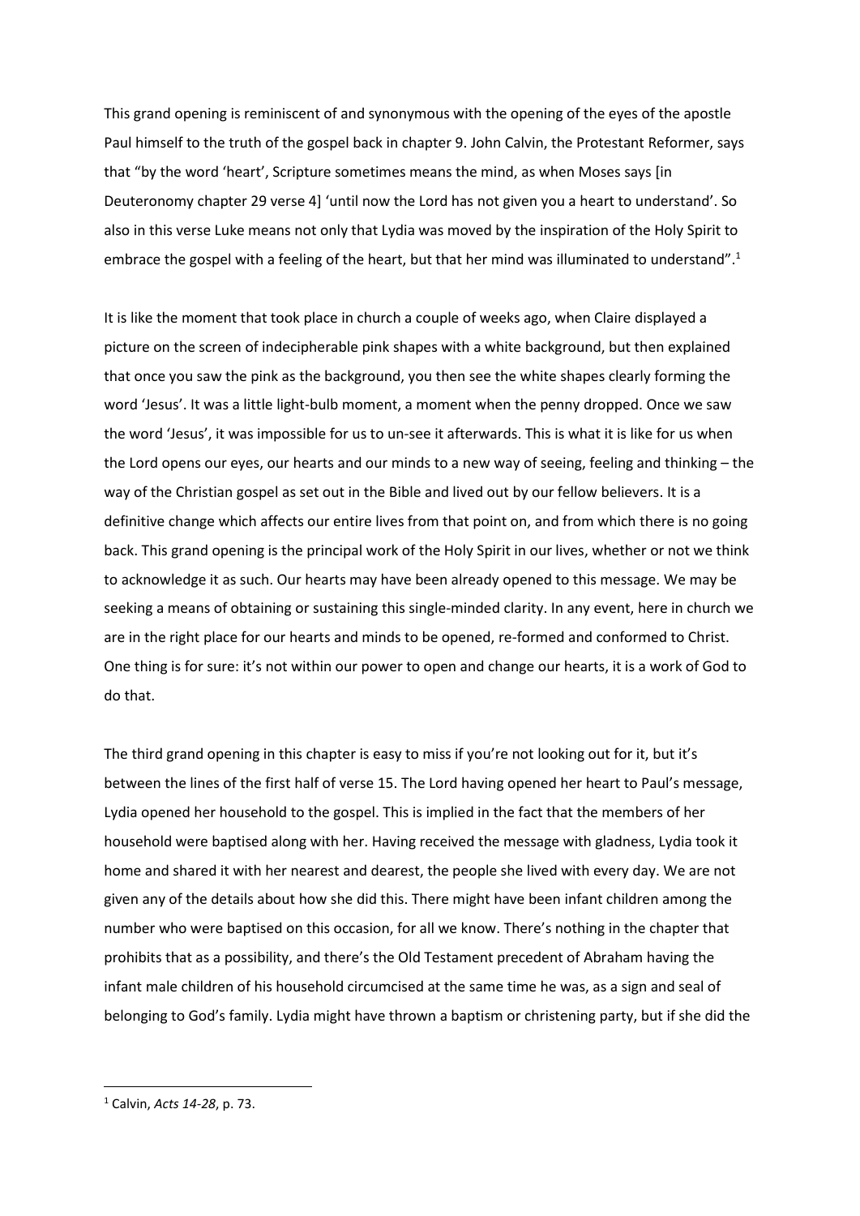This grand opening is reminiscent of and synonymous with the opening of the eyes of the apostle Paul himself to the truth of the gospel back in chapter 9. John Calvin, the Protestant Reformer, says that "by the word 'heart', Scripture sometimes means the mind, as when Moses says [in Deuteronomy chapter 29 verse 4] 'until now the Lord has not given you a heart to understand'. So also in this verse Luke means not only that Lydia was moved by the inspiration of the Holy Spirit to embrace the gospel with a feeling of the heart, but that her mind was illuminated to understand".[1]

It is like the moment that took place in church a couple of weeks ago, when Claire displayed a picture on the screen of indecipherable pink shapes with a white background, but then explained that once you saw the pink as the background, you then see the white shapes clearly forming the word 'Jesus'. It was a little light-bulb moment, a moment when the penny dropped. Once we saw the word 'Jesus', it was impossible for us to un-see it afterwards. This is what it is like for us when the Lord opens our eyes, our hearts and our minds to a new way of seeing, feeling and thinking – the way of the Christian gospel as set out in the Bible and lived out by our fellow believers. It is a definitive change which affects our entire lives from that point on, and from which there is no going back. This grand opening is the principal work of the Holy Spirit in our lives, whether or not we think to acknowledge it as such. Our hearts may have been already opened to this message. We may be seeking a means of obtaining or sustaining this single-minded clarity. In any event, here in church we are in the right place for our hearts and minds to be opened, re-formed and conformed to Christ. One thing is for sure: it's not within our power to open and change our hearts, it is a work of God to do that.

The third grand opening in this chapter is easy to miss if you're not looking out for it, but it's between the lines of the first half of verse 15. The Lord having opened her heart to Paul's message, Lydia opened her household to the gospel. This is implied in the fact that the members of her household were baptised along with her. Having received the message with gladness, Lydia took it home and shared it with her nearest and dearest, the people she lived with every day. We are not given any of the details about how she did this. There might have been infant children among the number who were baptised on this occasion, for all we know. There's nothing in the chapter that prohibits that as a possibility, and there's the Old Testament precedent of Abraham having the infant male children of his household circumcised at the same time he was, as a sign and seal of belonging to God's family. Lydia might have thrown a baptism or christening party, but if she did the

---

[1] Calvin, *Acts 14-28*, p. 73.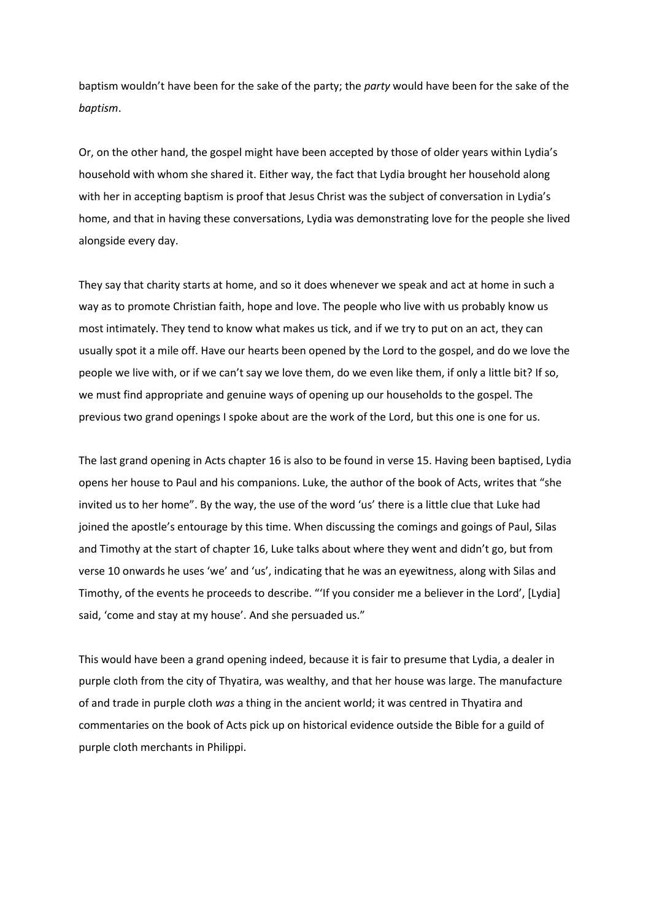baptism wouldn't have been for the sake of the party; the *party* would have been for the sake of the *baptism*.

Or, on the other hand, the gospel might have been accepted by those of older years within Lydia's household with whom she shared it. Either way, the fact that Lydia brought her household along with her in accepting baptism is proof that Jesus Christ was the subject of conversation in Lydia's home, and that in having these conversations, Lydia was demonstrating love for the people she lived alongside every day.

They say that charity starts at home, and so it does whenever we speak and act at home in such a way as to promote Christian faith, hope and love. The people who live with us probably know us most intimately. They tend to know what makes us tick, and if we try to put on an act, they can usually spot it a mile off. Have our hearts been opened by the Lord to the gospel, and do we love the people we live with, or if we can't say we love them, do we even like them, if only a little bit? If so, we must find appropriate and genuine ways of opening up our households to the gospel. The previous two grand openings I spoke about are the work of the Lord, but this one is one for us.

The last grand opening in Acts chapter 16 is also to be found in verse 15. Having been baptised, Lydia opens her house to Paul and his companions. Luke, the author of the book of Acts, writes that "she invited us to her home". By the way, the use of the word 'us' there is a little clue that Luke had joined the apostle's entourage by this time. When discussing the comings and goings of Paul, Silas and Timothy at the start of chapter 16, Luke talks about where they went and didn't go, but from verse 10 onwards he uses 'we' and 'us', indicating that he was an eyewitness, along with Silas and Timothy, of the events he proceeds to describe. "'If you consider me a believer in the Lord', [Lydia] said, 'come and stay at my house'. And she persuaded us."

This would have been a grand opening indeed, because it is fair to presume that Lydia, a dealer in purple cloth from the city of Thyatira, was wealthy, and that her house was large. The manufacture of and trade in purple cloth *was* a thing in the ancient world; it was centred in Thyatira and commentaries on the book of Acts pick up on historical evidence outside the Bible for a guild of purple cloth merchants in Philippi.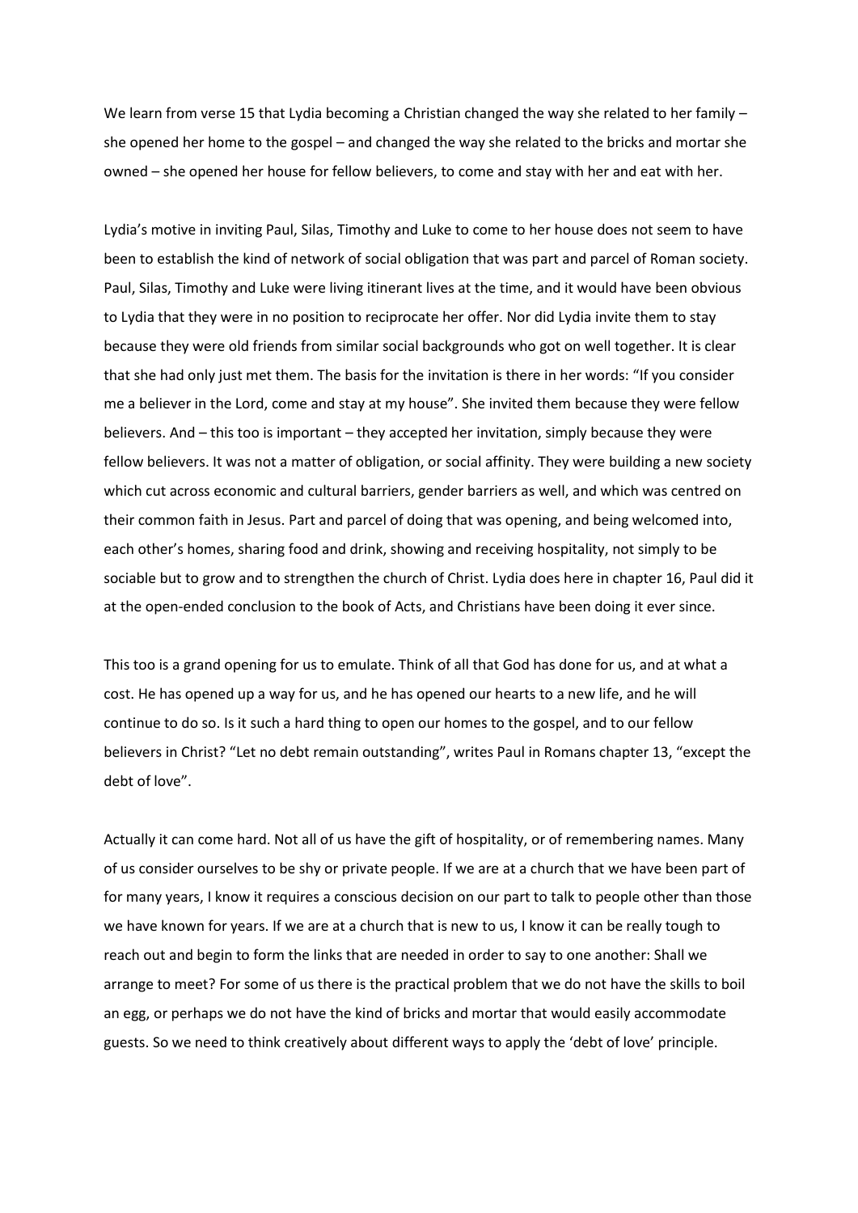We learn from verse 15 that Lydia becoming a Christian changed the way she related to her family – she opened her home to the gospel – and changed the way she related to the bricks and mortar she owned – she opened her house for fellow believers, to come and stay with her and eat with her.

Lydia's motive in inviting Paul, Silas, Timothy and Luke to come to her house does not seem to have been to establish the kind of network of social obligation that was part and parcel of Roman society. Paul, Silas, Timothy and Luke were living itinerant lives at the time, and it would have been obvious to Lydia that they were in no position to reciprocate her offer. Nor did Lydia invite them to stay because they were old friends from similar social backgrounds who got on well together. It is clear that she had only just met them. The basis for the invitation is there in her words: "If you consider me a believer in the Lord, come and stay at my house". She invited them because they were fellow believers. And – this too is important – they accepted her invitation, simply because they were fellow believers. It was not a matter of obligation, or social affinity. They were building a new society which cut across economic and cultural barriers, gender barriers as well, and which was centred on their common faith in Jesus. Part and parcel of doing that was opening, and being welcomed into, each other's homes, sharing food and drink, showing and receiving hospitality, not simply to be sociable but to grow and to strengthen the church of Christ. Lydia does here in chapter 16, Paul did it at the open-ended conclusion to the book of Acts, and Christians have been doing it ever since.

This too is a grand opening for us to emulate. Think of all that God has done for us, and at what a cost. He has opened up a way for us, and he has opened our hearts to a new life, and he will continue to do so. Is it such a hard thing to open our homes to the gospel, and to our fellow believers in Christ? "Let no debt remain outstanding", writes Paul in Romans chapter 13, "except the debt of love".

Actually it can come hard. Not all of us have the gift of hospitality, or of remembering names. Many of us consider ourselves to be shy or private people. If we are at a church that we have been part of for many years, I know it requires a conscious decision on our part to talk to people other than those we have known for years. If we are at a church that is new to us, I know it can be really tough to reach out and begin to form the links that are needed in order to say to one another: Shall we arrange to meet? For some of us there is the practical problem that we do not have the skills to boil an egg, or perhaps we do not have the kind of bricks and mortar that would easily accommodate guests. So we need to think creatively about different ways to apply the 'debt of love' principle.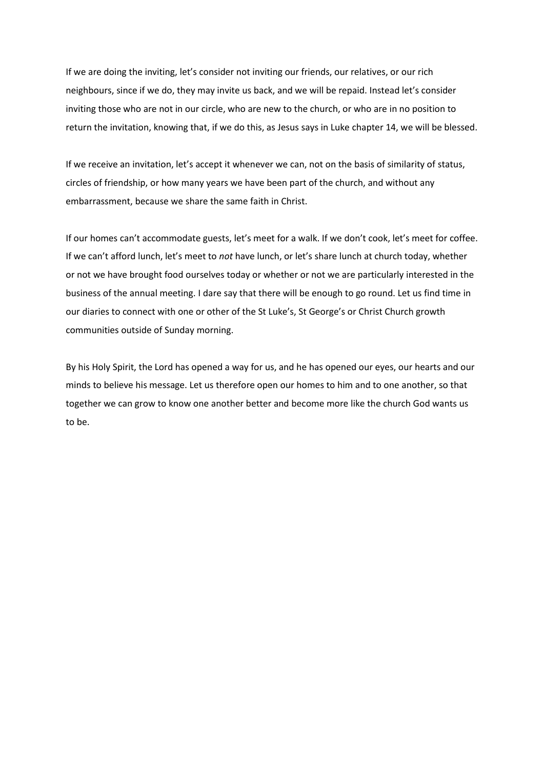If we are doing the inviting, let's consider not inviting our friends, our relatives, or our rich neighbours, since if we do, they may invite us back, and we will be repaid. Instead let's consider inviting those who are not in our circle, who are new to the church, or who are in no position to return the invitation, knowing that, if we do this, as Jesus says in Luke chapter 14, we will be blessed.

If we receive an invitation, let's accept it whenever we can, not on the basis of similarity of status, circles of friendship, or how many years we have been part of the church, and without any embarrassment, because we share the same faith in Christ.

If our homes can't accommodate guests, let's meet for a walk. If we don't cook, let's meet for coffee. If we can't afford lunch, let's meet to *not* have lunch, or let's share lunch at church today, whether or not we have brought food ourselves today or whether or not we are particularly interested in the business of the annual meeting. I dare say that there will be enough to go round. Let us find time in our diaries to connect with one or other of the St Luke's, St George's or Christ Church growth communities outside of Sunday morning.

By his Holy Spirit, the Lord has opened a way for us, and he has opened our eyes, our hearts and our minds to believe his message. Let us therefore open our homes to him and to one another, so that together we can grow to know one another better and become more like the church God wants us to be.